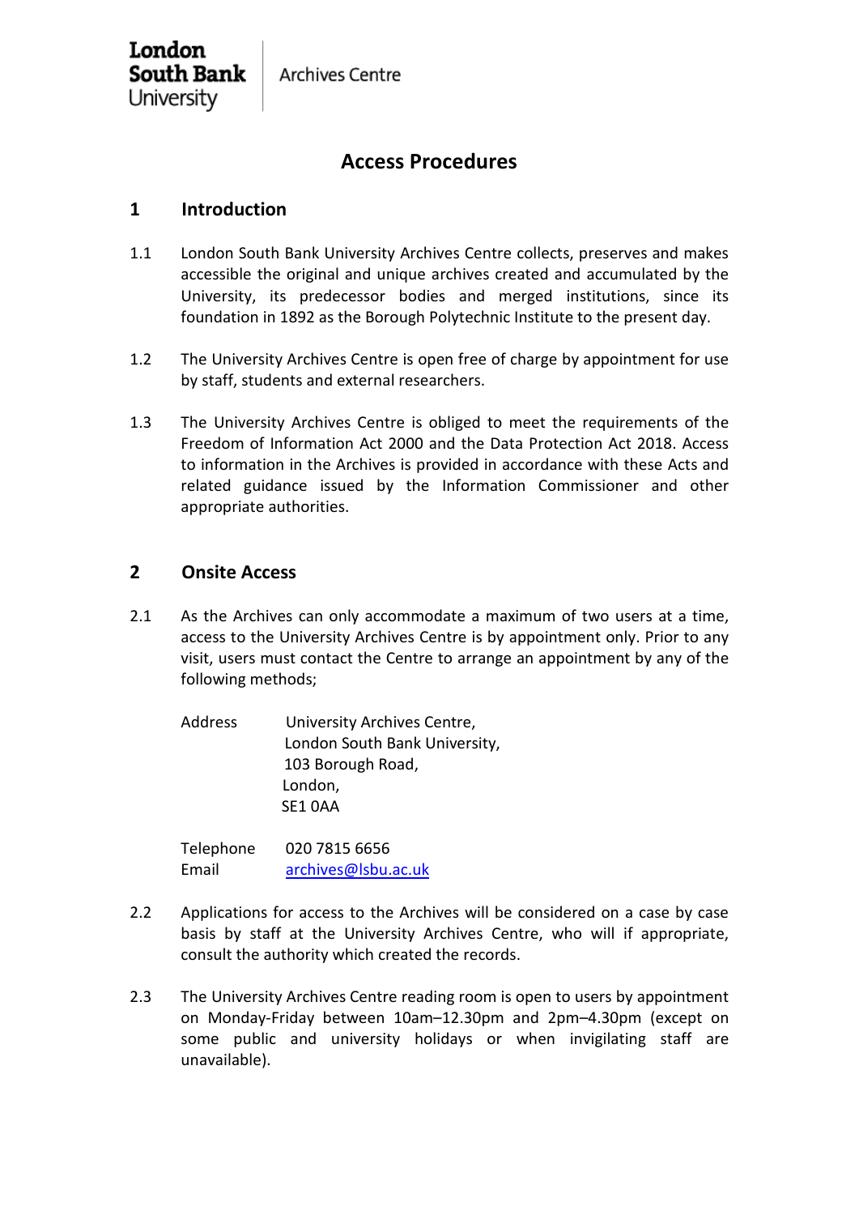London South Bank University | Archives Centre

# Access Procedures

## 1 Introduction

1.1 London South Bank University Archives Centre collects, preserves and makes accessible the original and unique archives created and accumulated by the University, its predecessor bodies and merged institutions, since its foundation in 1892 as the Borough Polytechnic Institute to the present day.

1.2 The University Archives Centre is open free of charge by appointment for use by staff, students and external researchers.

1.3 The University Archives Centre is obliged to meet the requirements of the Freedom of Information Act 2000 and the Data Protection Act 2018. Access to information in the Archives is provided in accordance with these Acts and related guidance issued by the Information Commissioner and other appropriate authorities.

## 2 Onsite Access

2.1 As the Archives can only accommodate a maximum of two users at a time, access to the University Archives Centre is by appointment only. Prior to any visit, users must contact the Centre to arrange an appointment by any of the following methods;

Address: University Archives Centre,
London South Bank University,
103 Borough Road,
London,
SE1 0AA

Telephone: 020 7815 6656
Email: archives@lsbu.ac.uk

2.2 Applications for access to the Archives will be considered on a case by case basis by staff at the University Archives Centre, who will if appropriate, consult the authority which created the records.

2.3 The University Archives Centre reading room is open to users by appointment on Monday-Friday between 10am–12.30pm and 2pm–4.30pm (except on some public and university holidays or when invigilating staff are unavailable).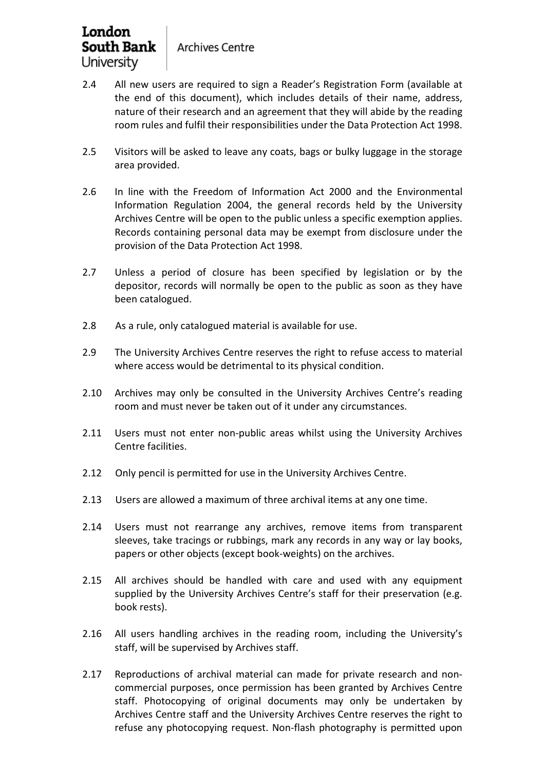2.4 All new users are required to sign a Reader's Registration Form (available at the end of this document), which includes details of their name, address, nature of their research and an agreement that they will abide by the reading room rules and fulfil their responsibilities under the Data Protection Act 1998.

2.5 Visitors will be asked to leave any coats, bags or bulky luggage in the storage area provided.

2.6 In line with the Freedom of Information Act 2000 and the Environmental Information Regulation 2004, the general records held by the University Archives Centre will be open to the public unless a specific exemption applies. Records containing personal data may be exempt from disclosure under the provision of the Data Protection Act 1998.

2.7 Unless a period of closure has been specified by legislation or by the depositor, records will normally be open to the public as soon as they have been catalogued.

2.8 As a rule, only catalogued material is available for use.

2.9 The University Archives Centre reserves the right to refuse access to material where access would be detrimental to its physical condition.

2.10 Archives may only be consulted in the University Archives Centre's reading room and must never be taken out of it under any circumstances.

2.11 Users must not enter non-public areas whilst using the University Archives Centre facilities.

2.12 Only pencil is permitted for use in the University Archives Centre.

2.13 Users are allowed a maximum of three archival items at any one time.

2.14 Users must not rearrange any archives, remove items from transparent sleeves, take tracings or rubbings, mark any records in any way or lay books, papers or other objects (except book-weights) on the archives.

2.15 All archives should be handled with care and used with any equipment supplied by the University Archives Centre's staff for their preservation (e.g. book rests).

2.16 All users handling archives in the reading room, including the University's staff, will be supervised by Archives staff.

2.17 Reproductions of archival material can made for private research and non-commercial purposes, once permission has been granted by Archives Centre staff. Photocopying of original documents may only be undertaken by Archives Centre staff and the University Archives Centre reserves the right to refuse any photocopying request. Non-flash photography is permitted upon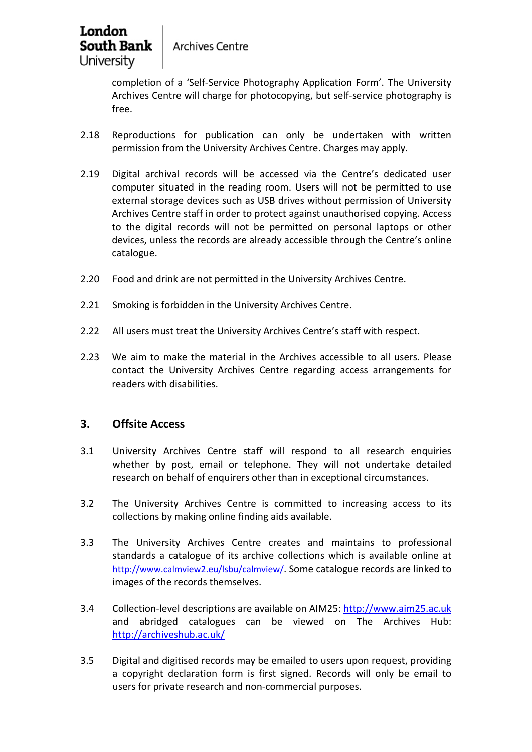completion of a 'Self-Service Photography Application Form'. The University Archives Centre will charge for photocopying, but self-service photography is free.

2.18 Reproductions for publication can only be undertaken with written permission from the University Archives Centre. Charges may apply.

2.19 Digital archival records will be accessed via the Centre's dedicated user computer situated in the reading room. Users will not be permitted to use external storage devices such as USB drives without permission of University Archives Centre staff in order to protect against unauthorised copying. Access to the digital records will not be permitted on personal laptops or other devices, unless the records are already accessible through the Centre's online catalogue.

2.20 Food and drink are not permitted in the University Archives Centre.

2.21 Smoking is forbidden in the University Archives Centre.

2.22 All users must treat the University Archives Centre's staff with respect.

2.23 We aim to make the material in the Archives accessible to all users. Please contact the University Archives Centre regarding access arrangements for readers with disabilities.

## 3. Offsite Access

3.1 University Archives Centre staff will respond to all research enquiries whether by post, email or telephone. They will not undertake detailed research on behalf of enquirers other than in exceptional circumstances.

3.2 The University Archives Centre is committed to increasing access to its collections by making online finding aids available.

3.3 The University Archives Centre creates and maintains to professional standards a catalogue of its archive collections which is available online at http://www.calmview2.eu/lsbu/calmview/. Some catalogue records are linked to images of the records themselves.

3.4 Collection-level descriptions are available on AIM25: http://www.aim25.ac.uk and abridged catalogues can be viewed on The Archives Hub: http://archiveshub.ac.uk/

3.5 Digital and digitised records may be emailed to users upon request, providing a copyright declaration form is first signed. Records will only be email to users for private research and non-commercial purposes.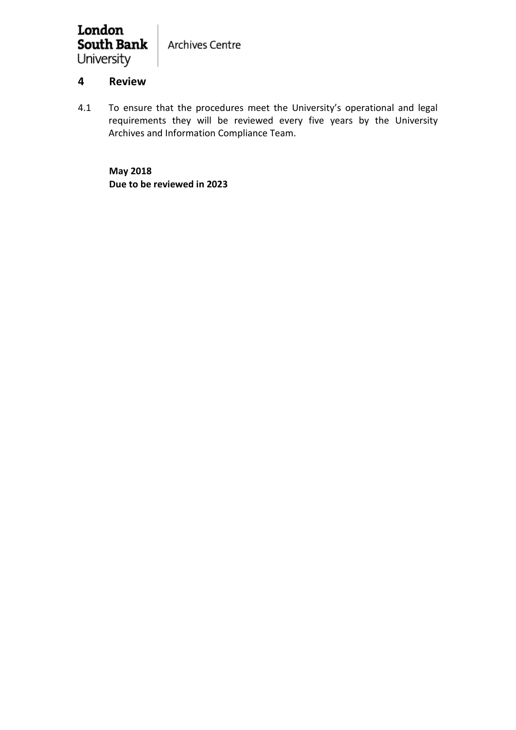## 4 Review

4.1 To ensure that the procedures meet the University's operational and legal requirements they will be reviewed every five years by the University Archives and Information Compliance Team.

**May 2018**
**Due to be reviewed in 2023**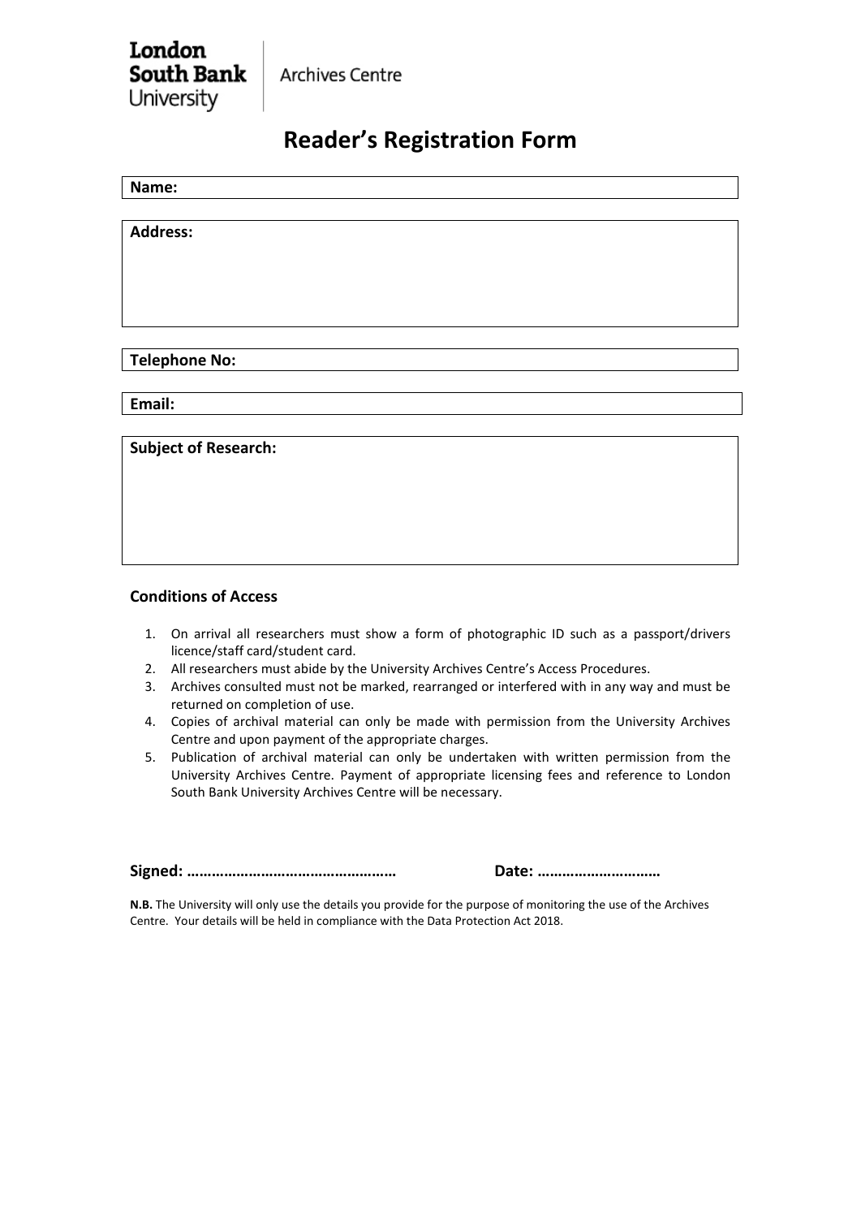London South Bank University | Archives Centre

# Reader's Registration Form

**Name:**

**Address:**

**Telephone No:**

**Email:**

**Subject of Research:**

### Conditions of Access

1. On arrival all researchers must show a form of photographic ID such as a passport/drivers licence/staff card/student card.
2. All researchers must abide by the University Archives Centre's Access Procedures.
3. Archives consulted must not be marked, rearranged or interfered with in any way and must be returned on completion of use.
4. Copies of archival material can only be made with permission from the University Archives Centre and upon payment of the appropriate charges.
5. Publication of archival material can only be undertaken with written permission from the University Archives Centre. Payment of appropriate licensing fees and reference to London South Bank University Archives Centre will be necessary.

**Signed: ……………………………………………** **Date: …………………………**

**N.B.** The University will only use the details you provide for the purpose of monitoring the use of the Archives Centre. Your details will be held in compliance with the Data Protection Act 2018.